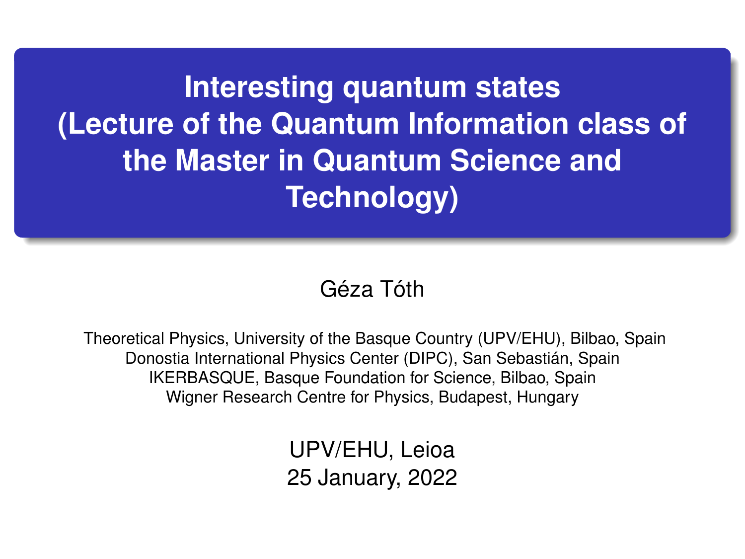# Interesting quantum states (Lecture of the Quantum Information class of the Master in Quantum Science and Technology)

Géza Tóth

Theoretical Physics, University of the Basque Country (UPV/EHU), Bilbao, Spain
Donostia International Physics Center (DIPC), San Sebastián, Spain
IKERBASQUE, Basque Foundation for Science, Bilbao, Spain
Wigner Research Centre for Physics, Budapest, Hungary

UPV/EHU, Leioa
25 January, 2022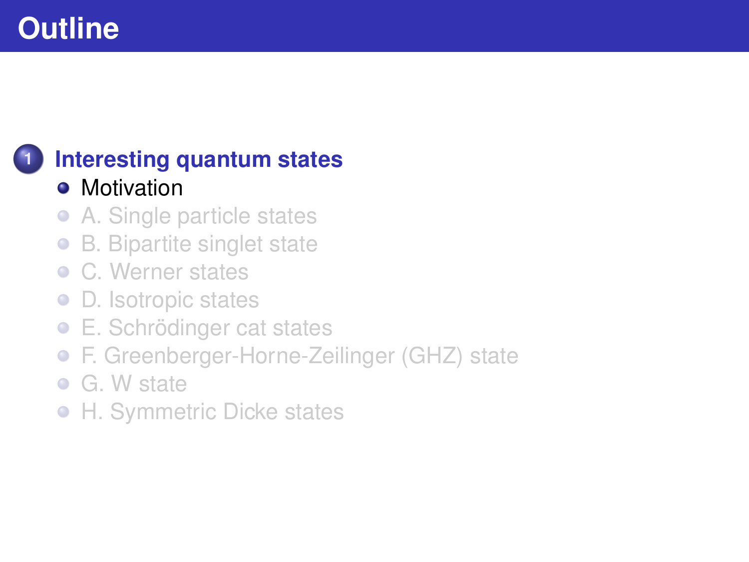# Outline

1. **Interesting quantum states**
   - Motivation
   - A. Single particle states
   - B. Bipartite singlet state
   - C. Werner states
   - D. Isotropic states
   - E. Schrödinger cat states
   - F. Greenberger-Horne-Zeilinger (GHZ) state
   - G. W state
   - H. Symmetric Dicke states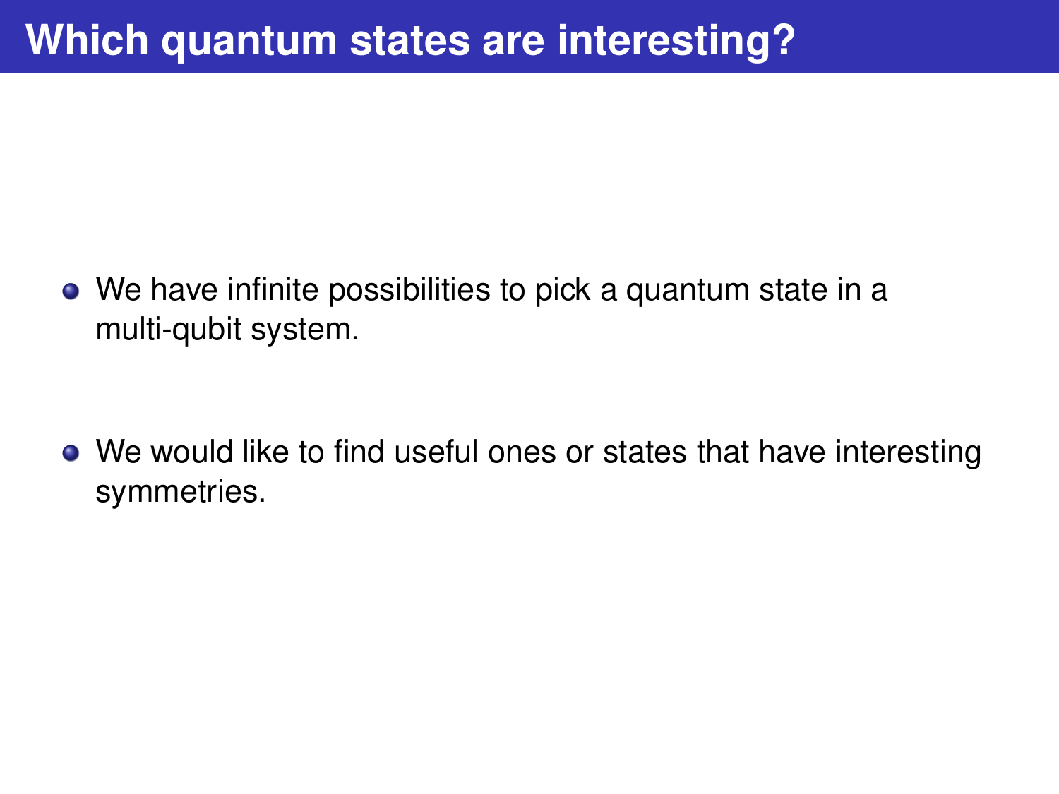# Which quantum states are interesting?

- We have infinite possibilities to pick a quantum state in a multi-qubit system.
- We would like to find useful ones or states that have interesting symmetries.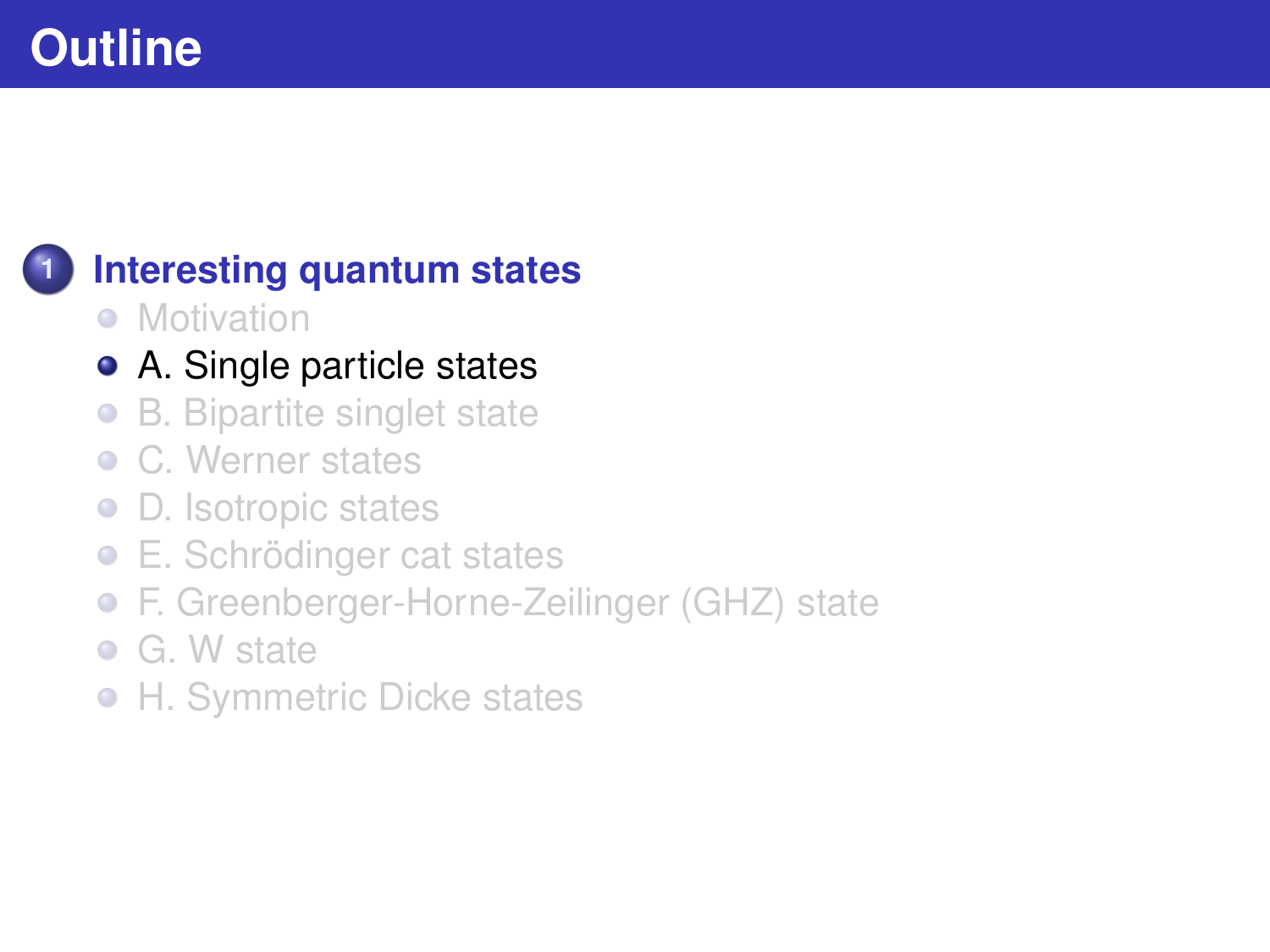# Outline

1. **Interesting quantum states**
   - Motivation
   - A. Single particle states
   - B. Bipartite singlet state
   - C. Werner states
   - D. Isotropic states
   - E. Schrödinger cat states
   - F. Greenberger-Horne-Zeilinger (GHZ) state
   - G. W state
   - H. Symmetric Dicke states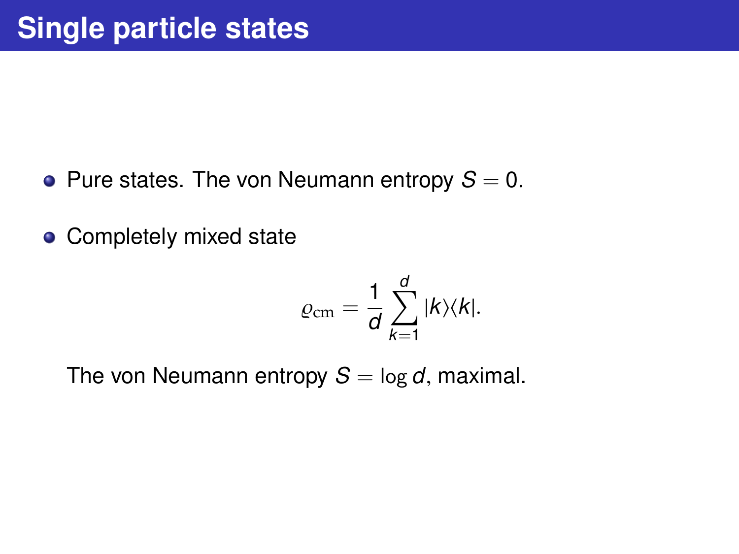# Single particle states

- Pure states. The von Neumann entropy $S = 0$.
- Completely mixed state

$$\varrho_{\rm cm} = \frac{1}{d} \sum_{k=1}^{d} |k\rangle\langle k|.$$

The von Neumann entropy $S = \log d$, maximal.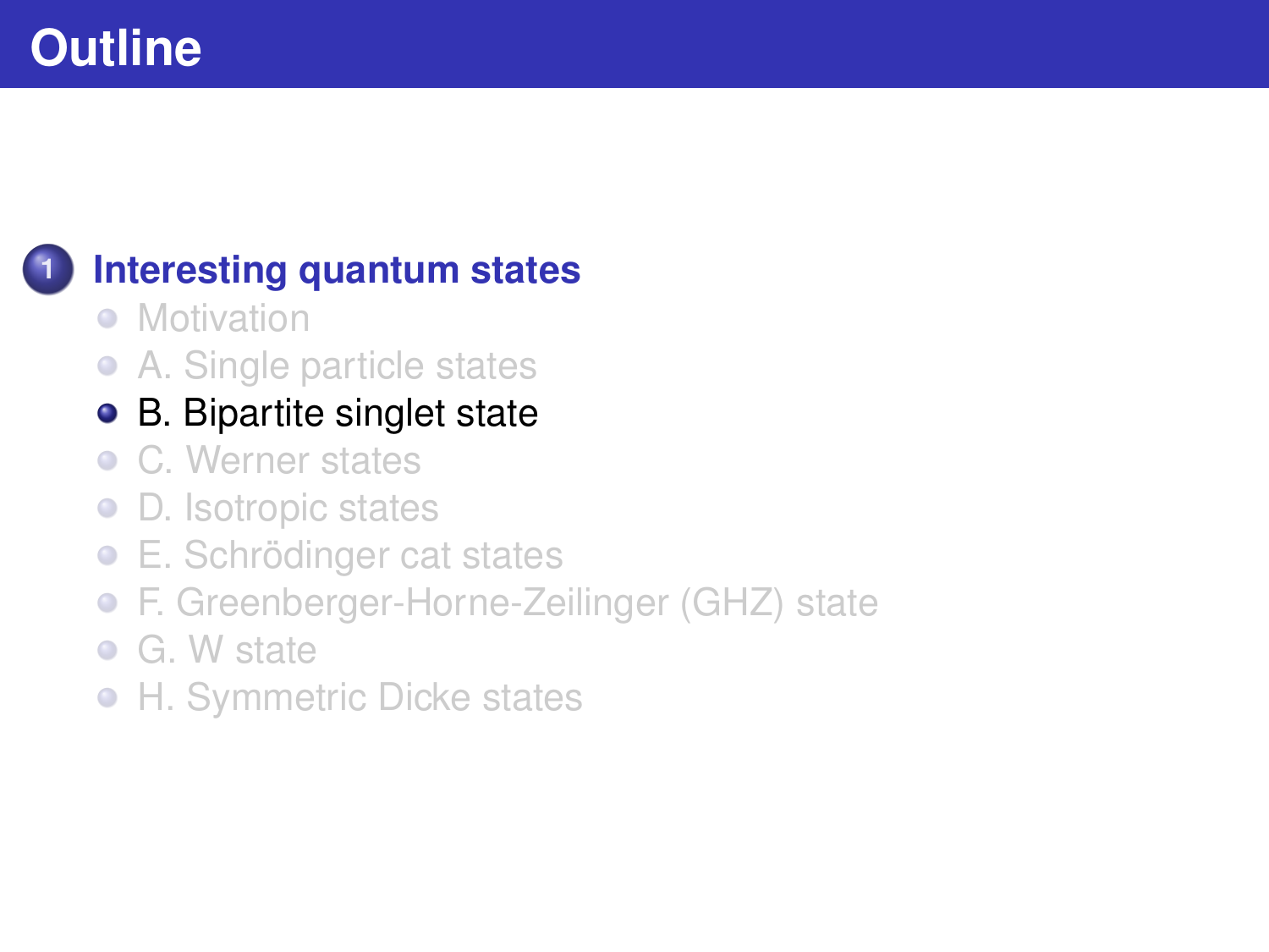# Outline

1. **Interesting quantum states**
   - Motivation
   - A. Single particle states
   - B. Bipartite singlet state
   - C. Werner states
   - D. Isotropic states
   - E. Schrödinger cat states
   - F. Greenberger-Horne-Zeilinger (GHZ) state
   - G. W state
   - H. Symmetric Dicke states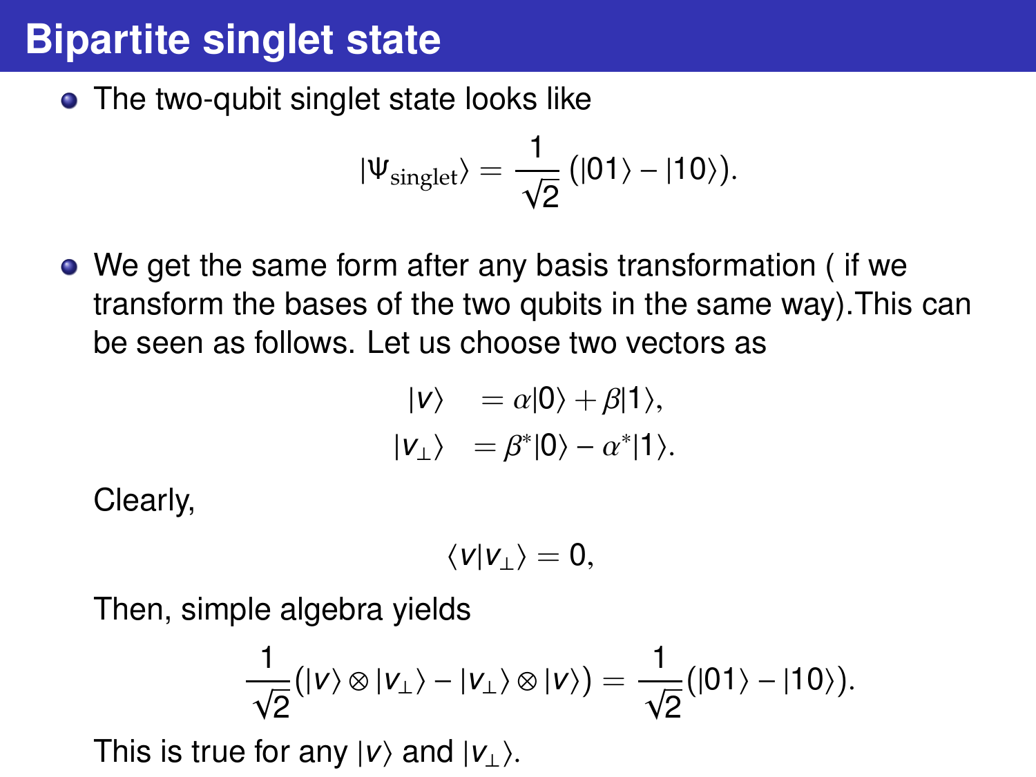# Bipartite singlet state

- The two-qubit singlet state looks like

$$|\Psi_{\text{singlet}}\rangle = \frac{1}{\sqrt{2}}\,(|01\rangle - |10\rangle).$$

- We get the same form after any basis transformation ( if we transform the bases of the two qubits in the same way).This can be seen as follows. Let us choose two vectors as

$$\begin{aligned} |v\rangle &= \alpha|0\rangle + \beta|1\rangle, \\ |v_\perp\rangle &= \beta^*|0\rangle - \alpha^*|1\rangle. \end{aligned}$$

  Clearly,

$$\langle v|v_\perp\rangle = 0,$$

  Then, simple algebra yields

$$\frac{1}{\sqrt{2}}(|v\rangle \otimes |v_\perp\rangle - |v_\perp\rangle \otimes |v\rangle) = \frac{1}{\sqrt{2}}(|01\rangle - |10\rangle).$$

  This is true for any $|v\rangle$ and $|v_\perp\rangle$.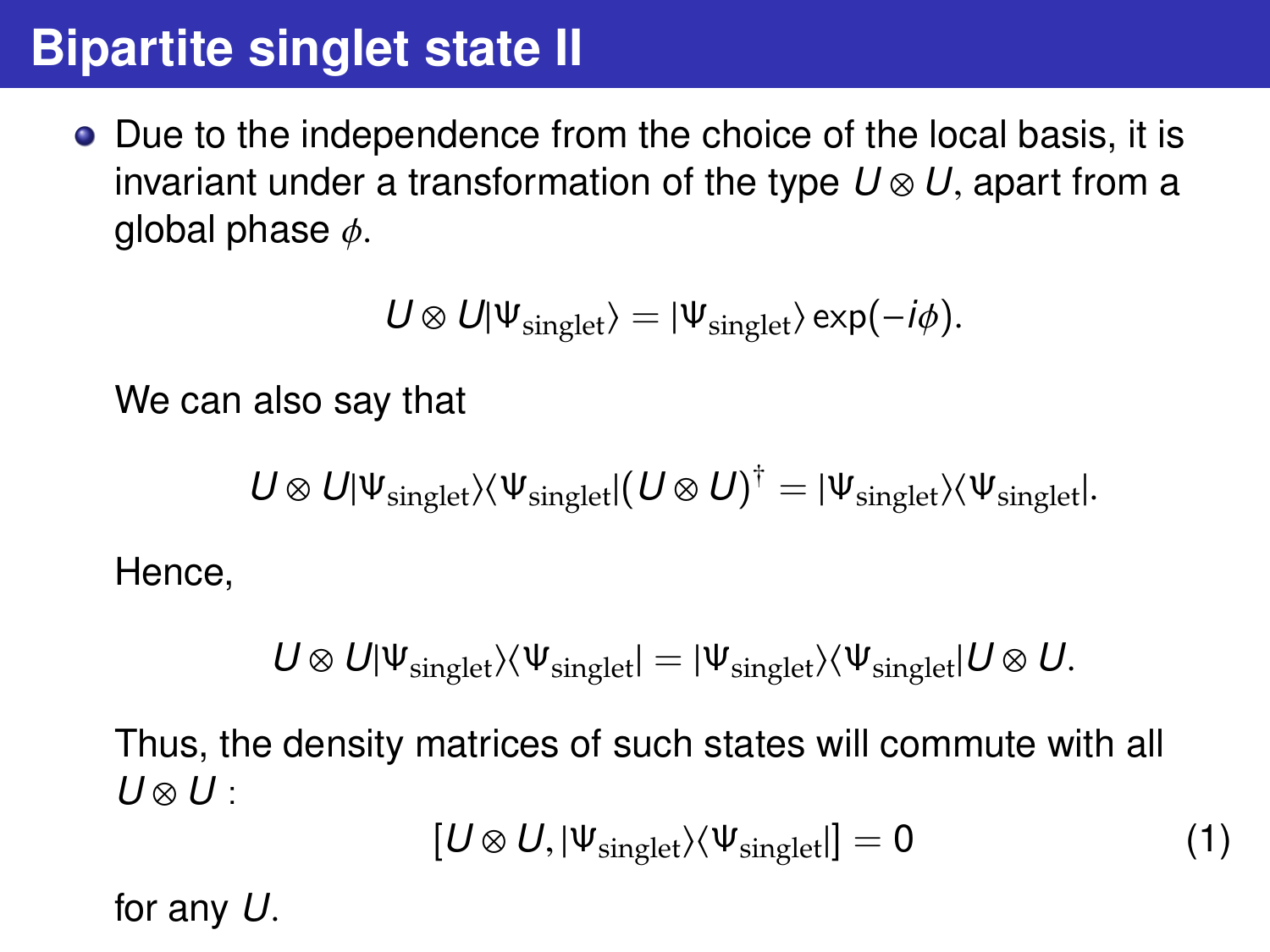# Bipartite singlet state II

- Due to the independence from the choice of the local basis, it is invariant under a transformation of the type $U \otimes U$, apart from a global phase $\phi$.

$$U \otimes U |\Psi_{\text{singlet}}\rangle = |\Psi_{\text{singlet}}\rangle \exp(-i\phi).$$

We can also say that

$$U \otimes U |\Psi_{\text{singlet}}\rangle\langle\Psi_{\text{singlet}}| (U \otimes U)^{\dagger} = |\Psi_{\text{singlet}}\rangle\langle\Psi_{\text{singlet}}|.$$

Hence,

$$U \otimes U |\Psi_{\text{singlet}}\rangle\langle\Psi_{\text{singlet}}| = |\Psi_{\text{singlet}}\rangle\langle\Psi_{\text{singlet}}| U \otimes U.$$

Thus, the density matrices of such states will commute with all $U \otimes U$ :

$$[U \otimes U, |\Psi_{\text{singlet}}\rangle\langle\Psi_{\text{singlet}}|] = 0 \tag{1}$$

for any $U$.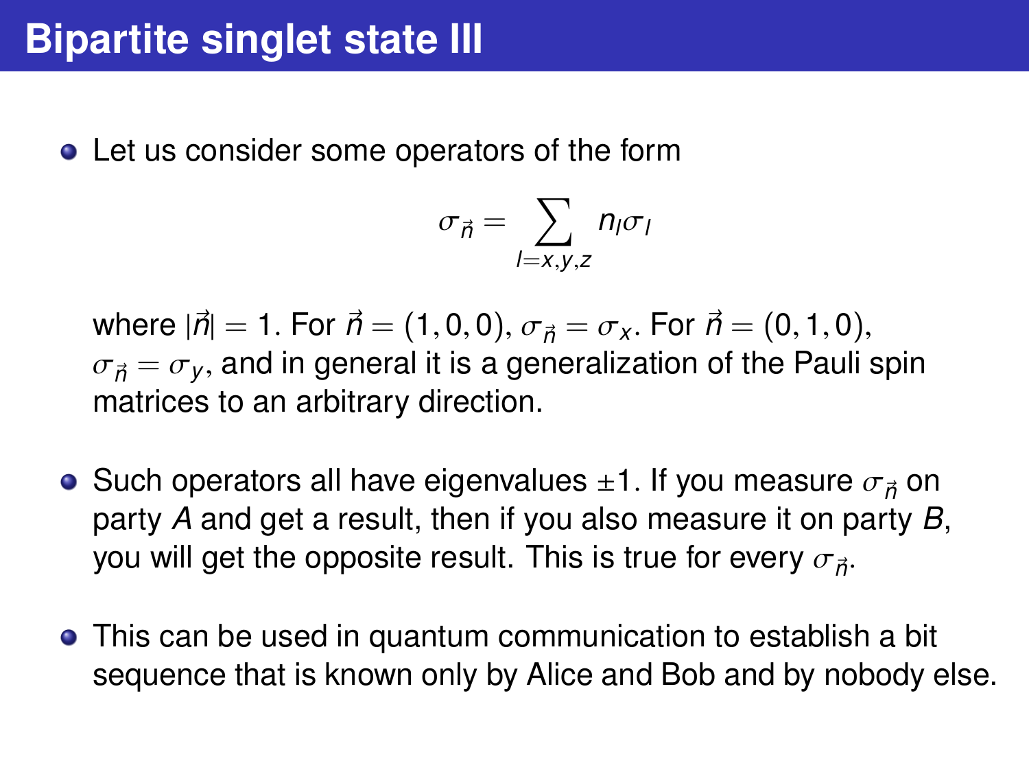# Bipartite singlet state III

- Let us consider some operators of the form

$$\sigma_{\vec{n}} = \sum_{l=x,y,z} n_l \sigma_l$$

  where $|\vec{n}| = 1$. For $\vec{n} = (1,0,0)$, $\sigma_{\vec{n}} = \sigma_x$. For $\vec{n} = (0,1,0)$, $\sigma_{\vec{n}} = \sigma_y$, and in general it is a generalization of the Pauli spin matrices to an arbitrary direction.

- Such operators all have eigenvalues $\pm 1$. If you measure $\sigma_{\vec{n}}$ on party $A$ and get a result, then if you also measure it on party $B$, you will get the opposite result. This is true for every $\sigma_{\vec{n}}$.

- This can be used in quantum communication to establish a bit sequence that is known only by Alice and Bob and by nobody else.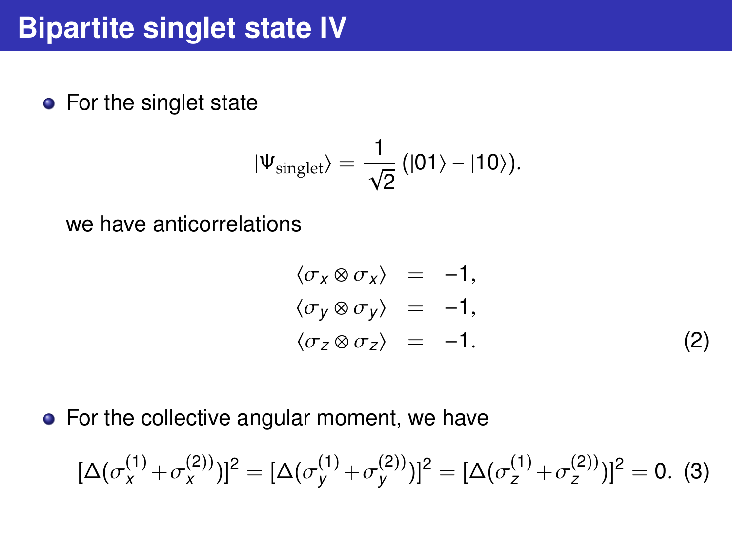# Bipartite singlet state IV

- For the singlet state

$$|\Psi_{\text{singlet}}\rangle = \frac{1}{\sqrt{2}}(|01\rangle - |10\rangle).$$

we have anticorrelations

$$\begin{aligned}
\langle \sigma_x \otimes \sigma_x \rangle &= -1, \\
\langle \sigma_y \otimes \sigma_y \rangle &= -1, \\
\langle \sigma_z \otimes \sigma_z \rangle &= -1.
\end{aligned} \tag{2}$$

- For the collective angular moment, we have

$$[\Delta(\sigma_x^{(1)} + \sigma_x^{(2))})]^2 = [\Delta(\sigma_y^{(1)} + \sigma_y^{(2))})]^2 = [\Delta(\sigma_z^{(1)} + \sigma_z^{(2))})]^2 = 0. \tag{3}$$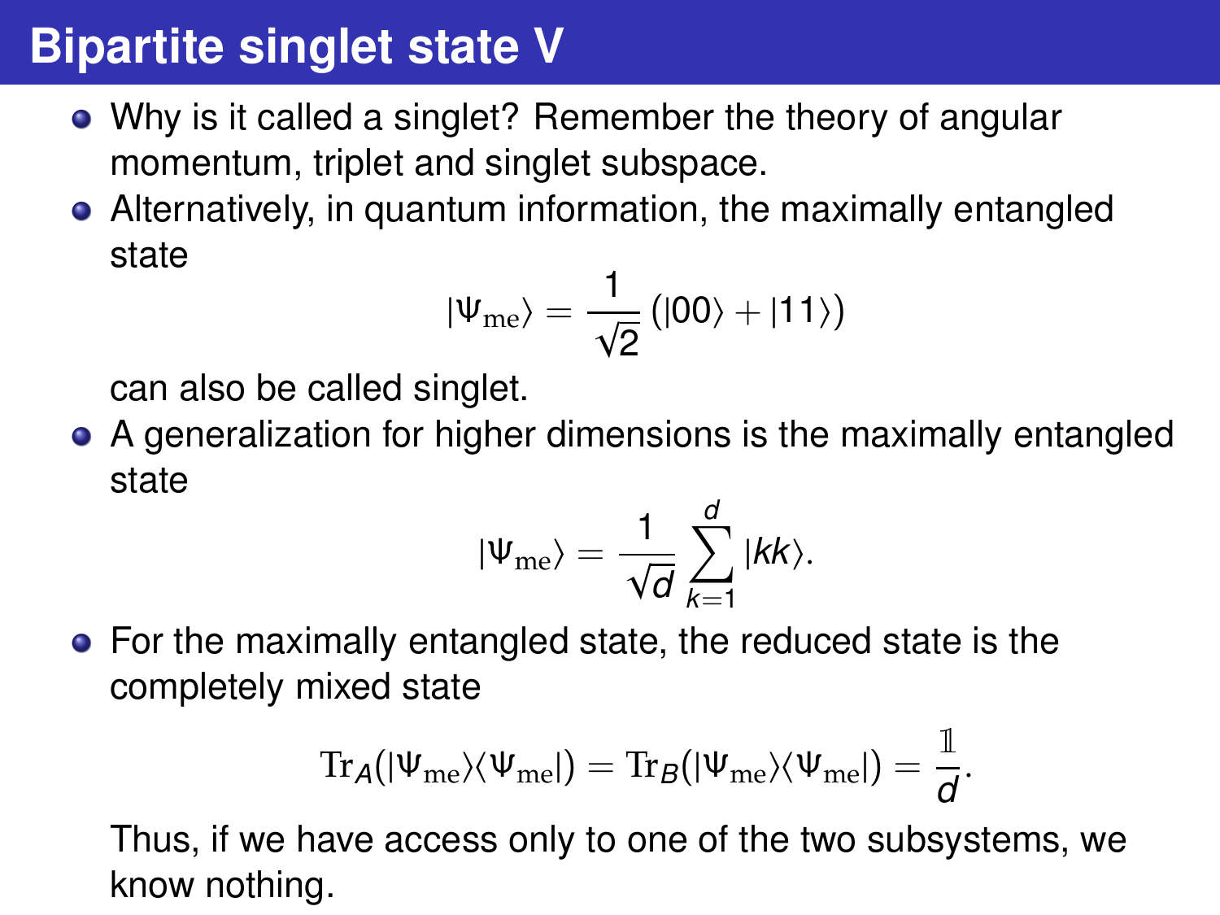# Bipartite singlet state V

- Why is it called a singlet? Remember the theory of angular momentum, triplet and singlet subspace.
- Alternatively, in quantum information, the maximally entangled state

$$|\Psi_{\mathrm{me}}\rangle = \frac{1}{\sqrt{2}} \left( |00\rangle + |11\rangle \right)$$

  can also be called singlet.
- A generalization for higher dimensions is the maximally entangled state

$$|\Psi_{\mathrm{me}}\rangle = \frac{1}{\sqrt{d}} \sum_{k=1}^{d} |kk\rangle.$$

- For the maximally entangled state, the reduced state is the completely mixed state

$$\mathrm{Tr}_A(|\Psi_{\mathrm{me}}\rangle\langle\Psi_{\mathrm{me}}|) = \mathrm{Tr}_B(|\Psi_{\mathrm{me}}\rangle\langle\Psi_{\mathrm{me}}|) = \frac{\mathbb{1}}{d}.$$

  Thus, if we have access only to one of the two subsystems, we know nothing.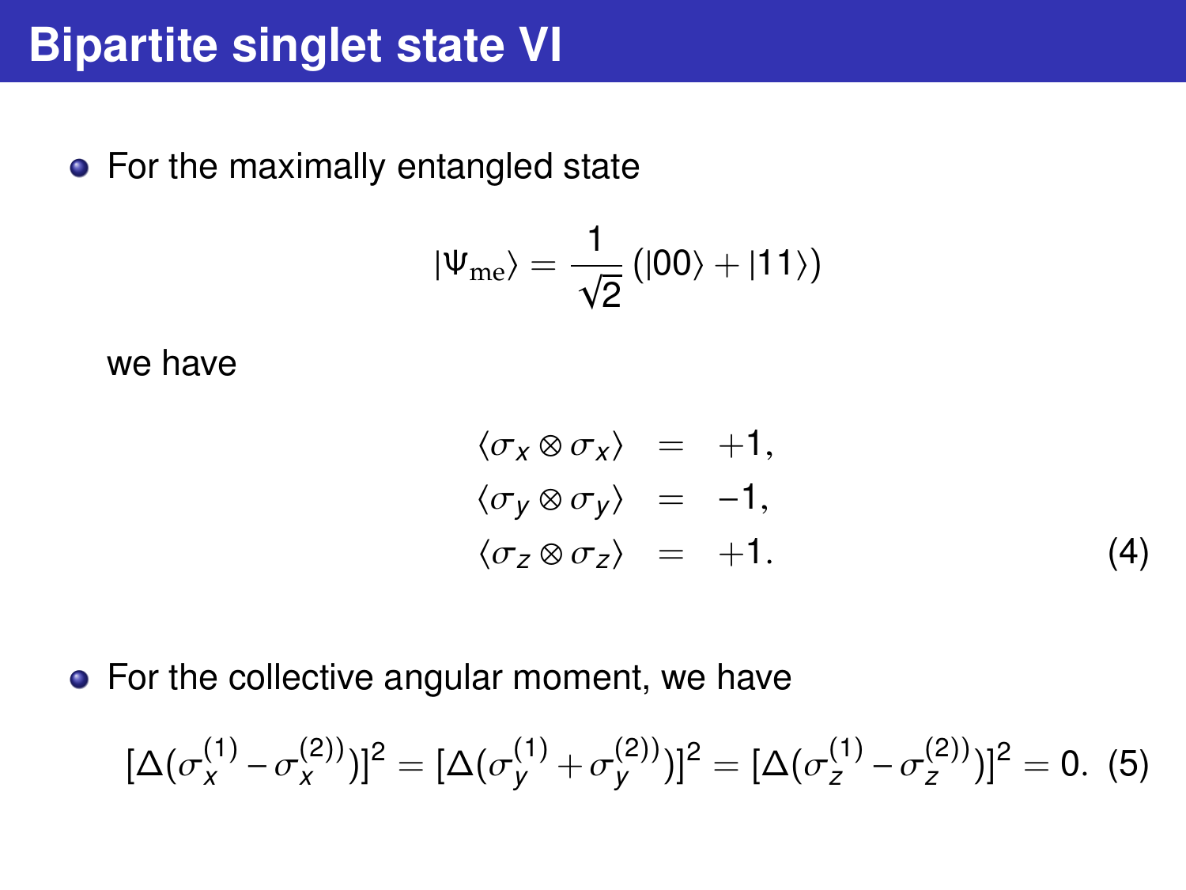# Bipartite singlet state VI

- For the maximally entangled state

$$|\Psi_{\rm me}\rangle = \frac{1}{\sqrt{2}}\left(|00\rangle + |11\rangle\right)$$

  we have

$$\begin{aligned} \langle \sigma_x \otimes \sigma_x \rangle &= +1, \\ \langle \sigma_y \otimes \sigma_y \rangle &= -1, \\ \langle \sigma_z \otimes \sigma_z \rangle &= +1. \end{aligned} \tag{4}$$

- For the collective angular moment, we have

$$[\Delta(\sigma_x^{(1)} - \sigma_x^{(2))})]^2 = [\Delta(\sigma_y^{(1)} + \sigma_y^{(2))})]^2 = [\Delta(\sigma_z^{(1)} - \sigma_z^{(2))})]^2 = 0. \tag{5}$$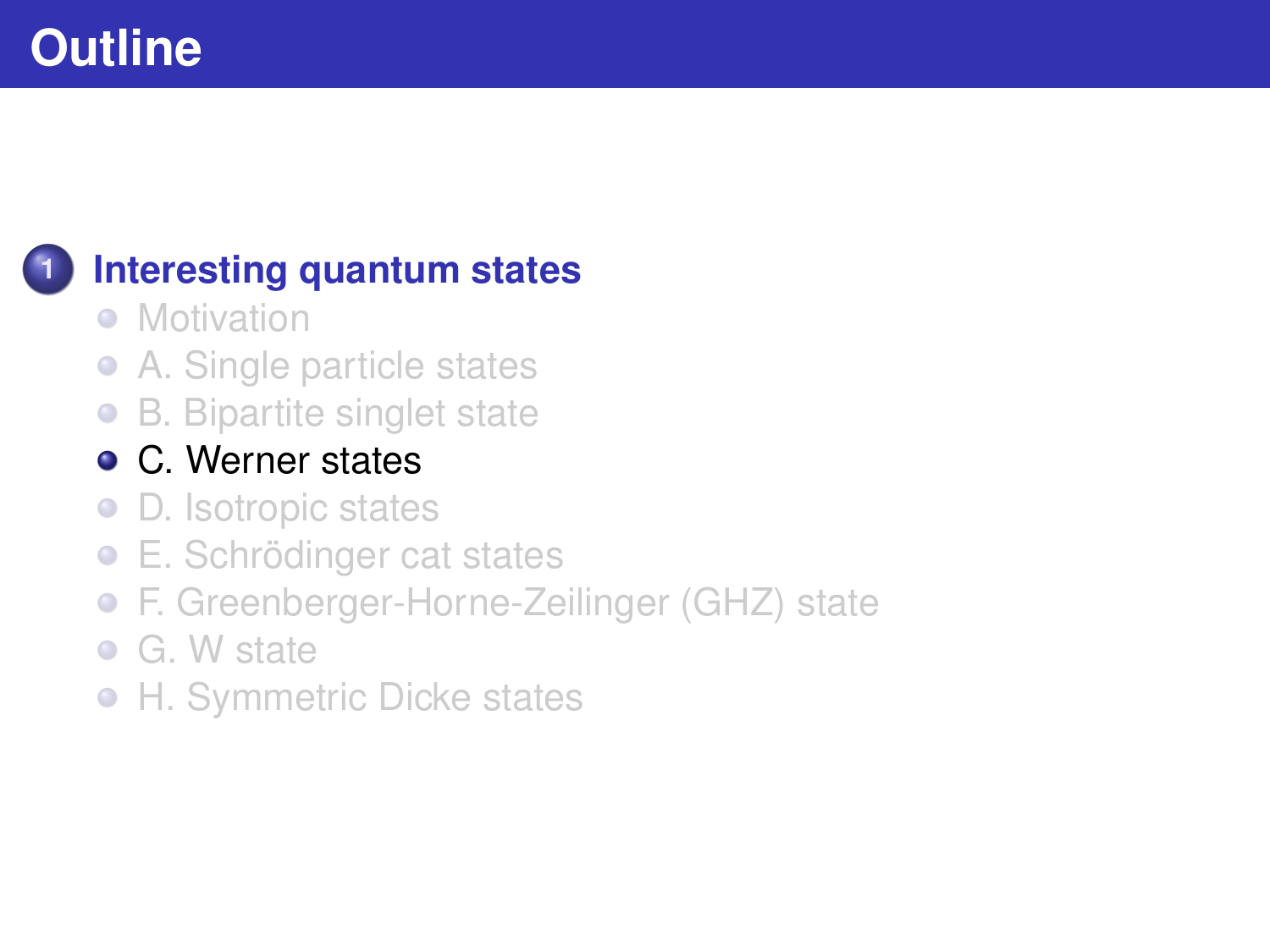# Outline

1. **Interesting quantum states**
   - Motivation
   - A. Single particle states
   - B. Bipartite singlet state
   - C. Werner states
   - D. Isotropic states
   - E. Schrödinger cat states
   - F. Greenberger-Horne-Zeilinger (GHZ) state
   - G. W state
   - H. Symmetric Dicke states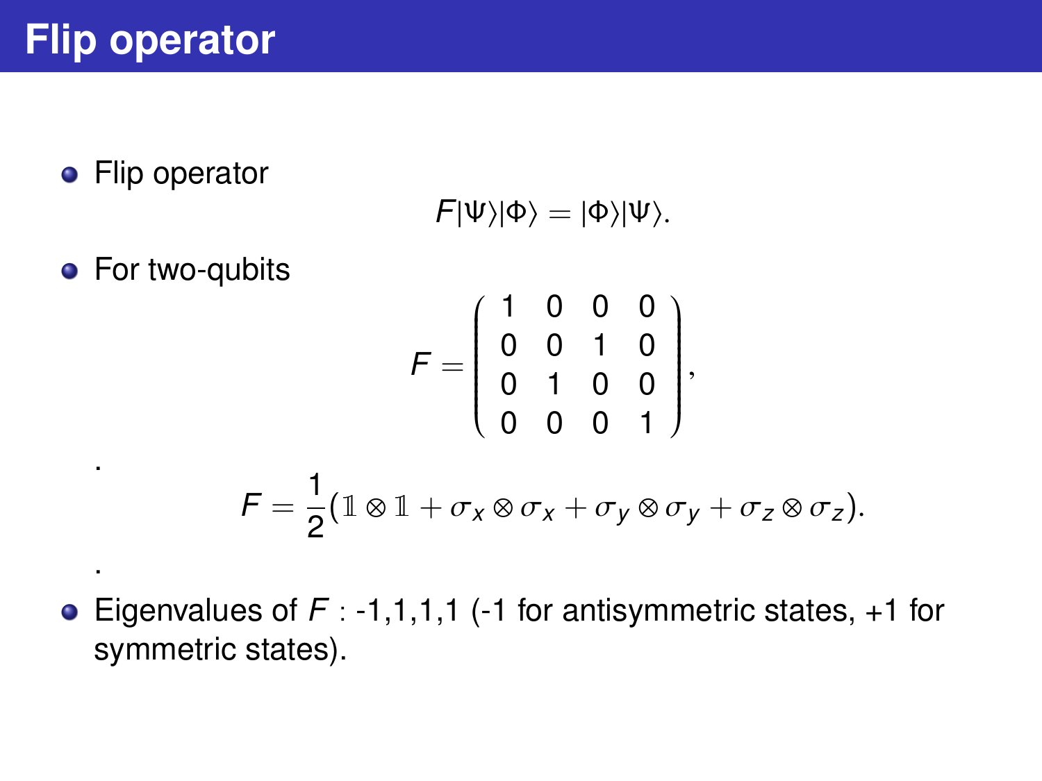# Flip operator

- Flip operator

$$F|\Psi\rangle|\Phi\rangle = |\Phi\rangle|\Psi\rangle.$$

- For two-qubits

$$F = \begin{pmatrix} 1 & 0 & 0 & 0 \\ 0 & 0 & 1 & 0 \\ 0 & 1 & 0 & 0 \\ 0 & 0 & 0 & 1 \end{pmatrix},$$

.

$$F = \frac{1}{2}(\mathbb{1} \otimes \mathbb{1} + \sigma_x \otimes \sigma_x + \sigma_y \otimes \sigma_y + \sigma_z \otimes \sigma_z).$$

.

- Eigenvalues of $F$ : -1,1,1,1 (-1 for antisymmetric states, +1 for symmetric states).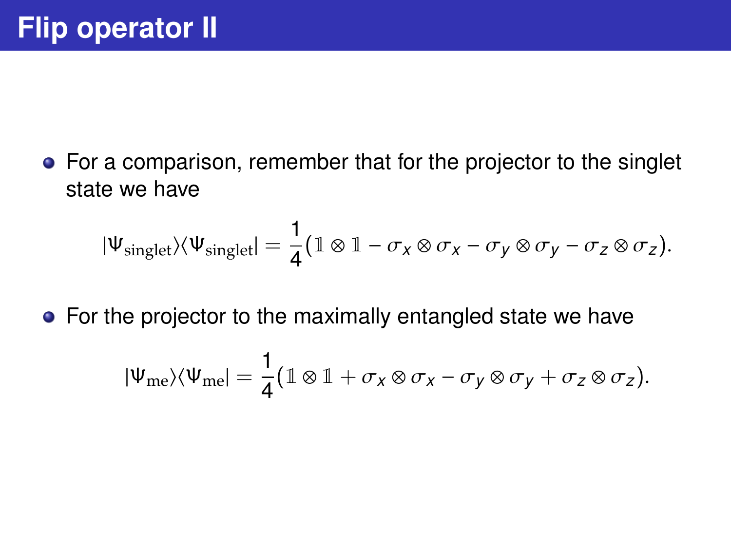# Flip operator II

- For a comparison, remember that for the projector to the singlet state we have

$$|\Psi_{\mathrm{singlet}}\rangle\langle\Psi_{\mathrm{singlet}}| = \frac{1}{4}(\mathbb{1}\otimes\mathbb{1} - \sigma_x\otimes\sigma_x - \sigma_y\otimes\sigma_y - \sigma_z\otimes\sigma_z).$$

- For the projector to the maximally entangled state we have

$$|\Psi_{\mathrm{me}}\rangle\langle\Psi_{\mathrm{me}}| = \frac{1}{4}(\mathbb{1}\otimes\mathbb{1} + \sigma_x\otimes\sigma_x - \sigma_y\otimes\sigma_y + \sigma_z\otimes\sigma_z).$$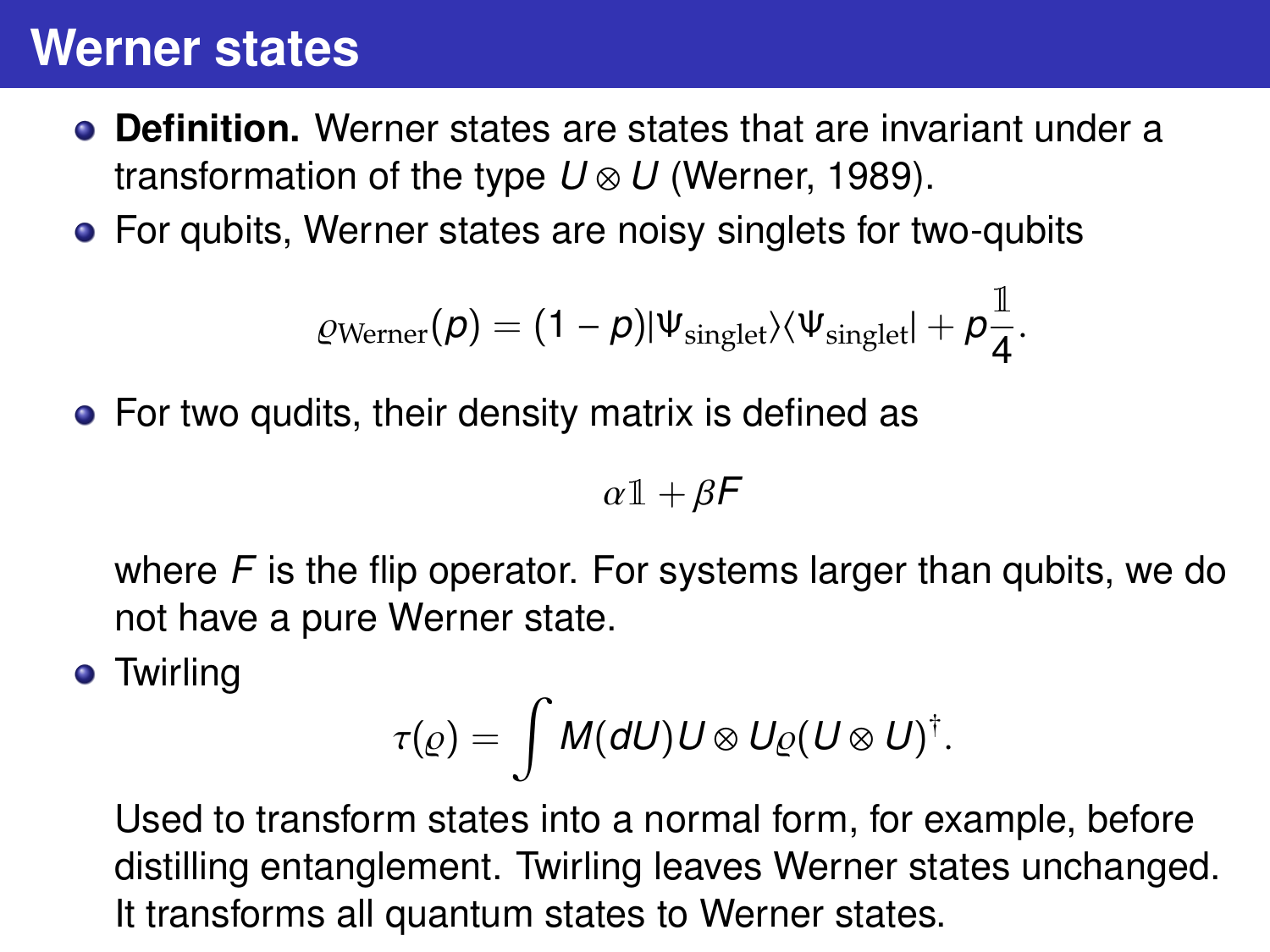# Werner states

- **Definition.** Werner states are states that are invariant under a transformation of the type $U \otimes U$ (Werner, 1989).
- For qubits, Werner states are noisy singlets for two-qubits

$$\varrho_{\text{Werner}}(p) = (1 - p)|\Psi_{\text{singlet}}\rangle\langle\Psi_{\text{singlet}}| + p\frac{\mathbb{1}}{4}.$$

- For two qudits, their density matrix is defined as

$$\alpha \mathbb{1} + \beta F$$

  where $F$ is the flip operator. For systems larger than qubits, we do not have a pure Werner state.

- Twirling

$$\tau(\varrho) = \int M(dU) U \otimes U \varrho (U \otimes U)^{\dagger}.$$

  Used to transform states into a normal form, for example, before distilling entanglement. Twirling leaves Werner states unchanged. It transforms all quantum states to Werner states.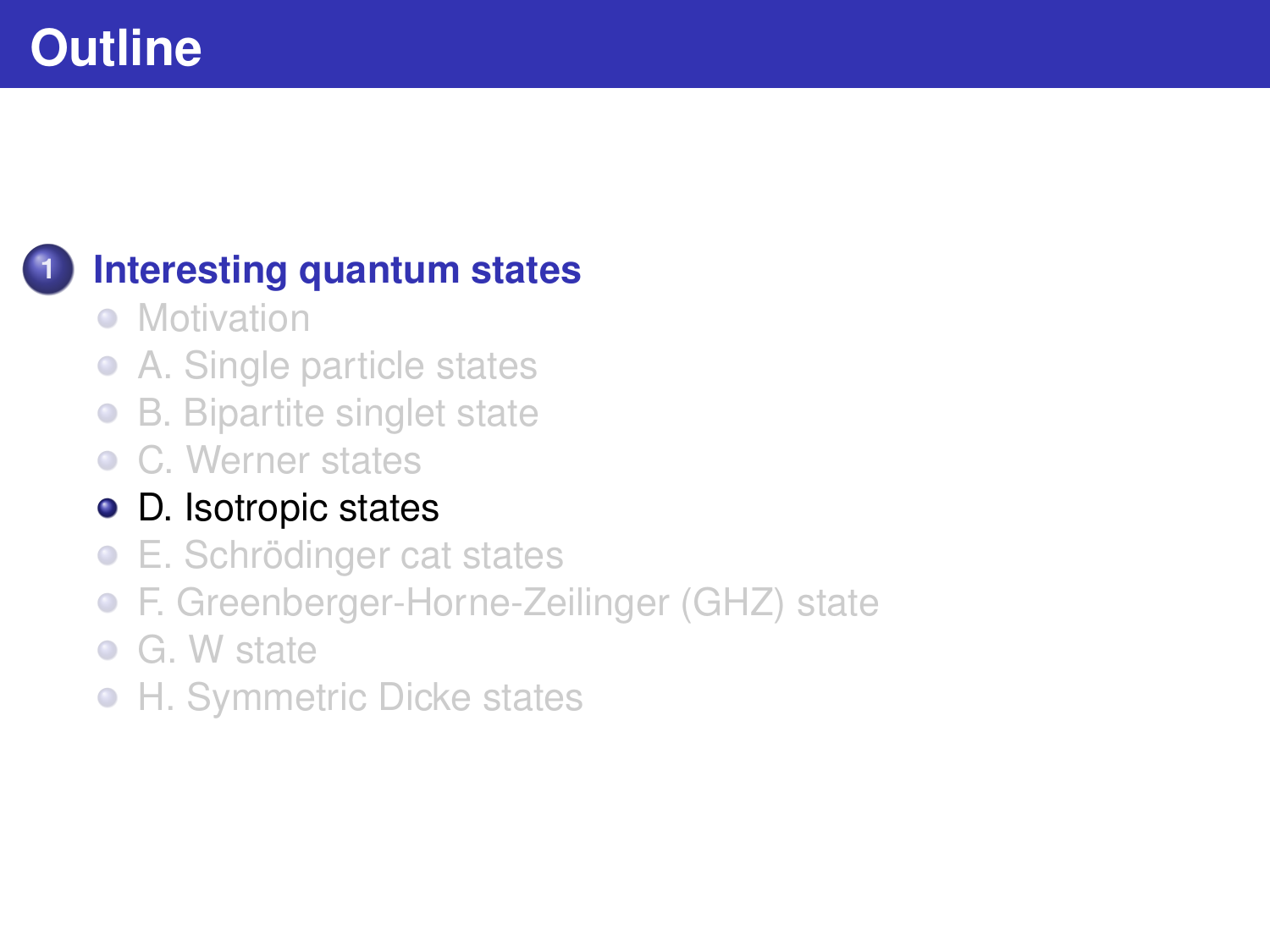# Outline

1. **Interesting quantum states**
   - Motivation
   - A. Single particle states
   - B. Bipartite singlet state
   - C. Werner states
   - D. Isotropic states
   - E. Schrödinger cat states
   - F. Greenberger-Horne-Zeilinger (GHZ) state
   - G. W state
   - H. Symmetric Dicke states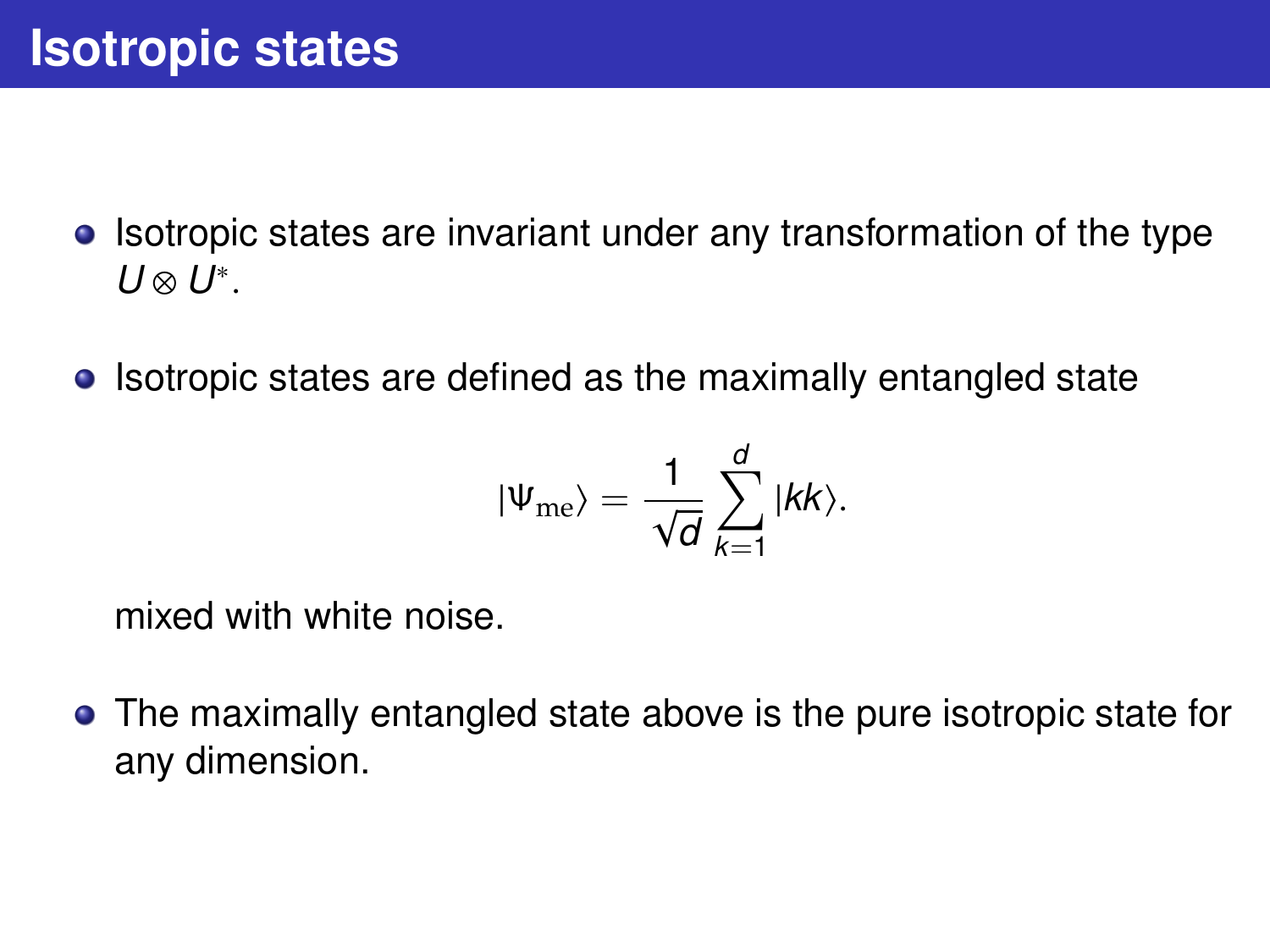# Isotropic states

- Isotropic states are invariant under any transformation of the type $U \otimes U^*$.
- Isotropic states are defined as the maximally entangled state

$$|\Psi_{\mathrm{me}}\rangle = \frac{1}{\sqrt{d}} \sum_{k=1}^{d} |kk\rangle.$$

  mixed with white noise.
- The maximally entangled state above is the pure isotropic state for any dimension.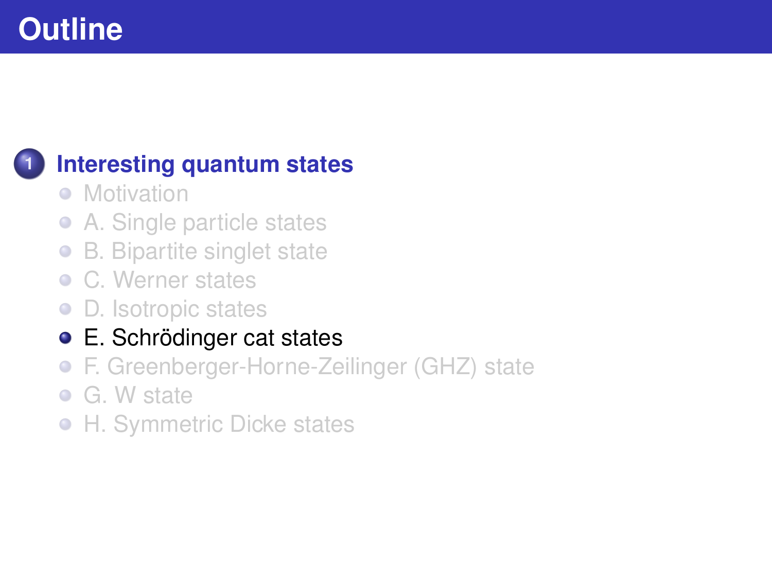# Outline

1. **Interesting quantum states**
   - Motivation
   - A. Single particle states
   - B. Bipartite singlet state
   - C. Werner states
   - D. Isotropic states
   - E. Schrödinger cat states
   - F. Greenberger-Horne-Zeilinger (GHZ) state
   - G. W state
   - H. Symmetric Dicke states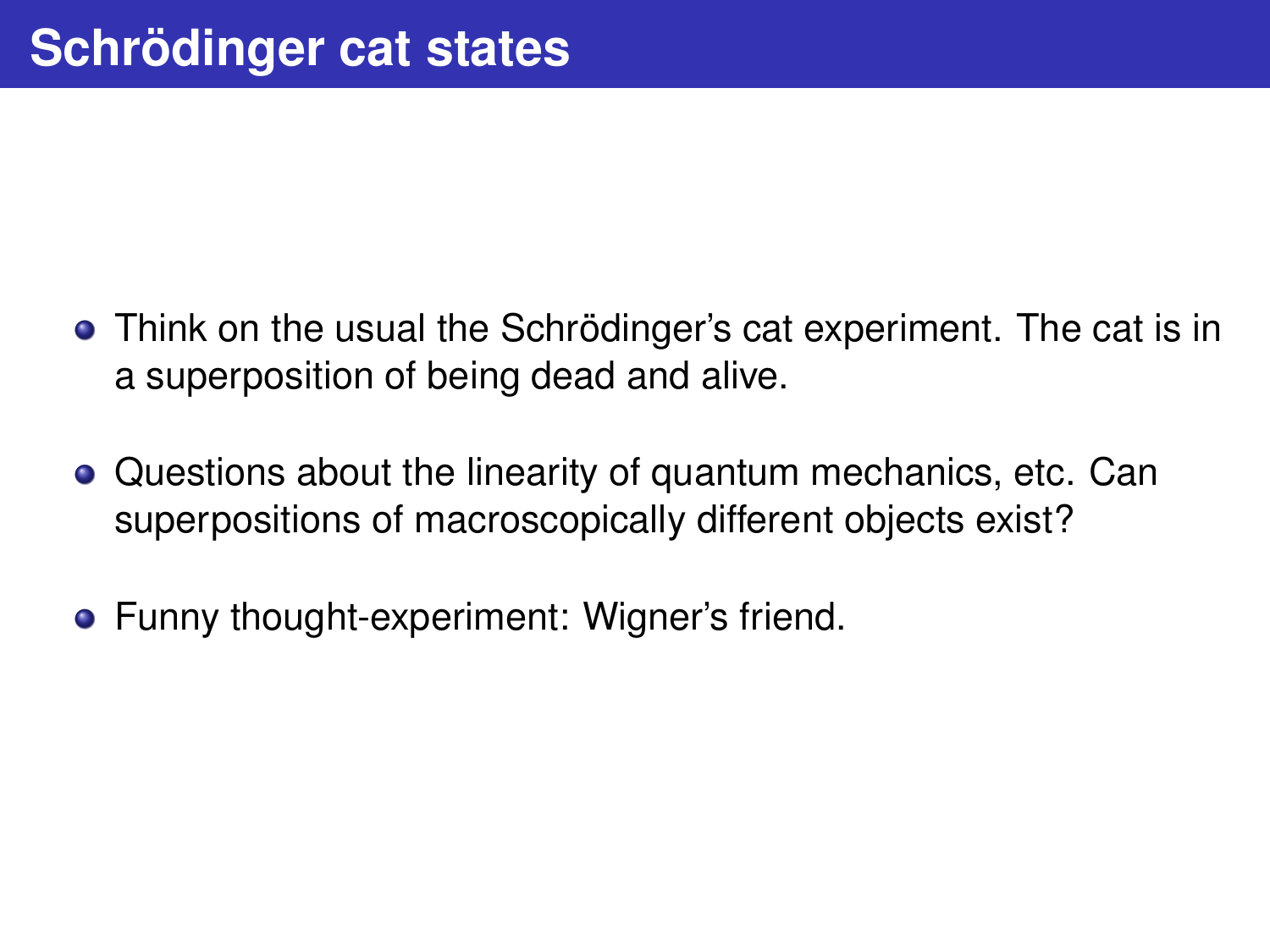# Schrödinger cat states

- Think on the usual the Schrödinger's cat experiment. The cat is in a superposition of being dead and alive.
- Questions about the linearity of quantum mechanics, etc. Can superpositions of macroscopically different objects exist?
- Funny thought-experiment: Wigner's friend.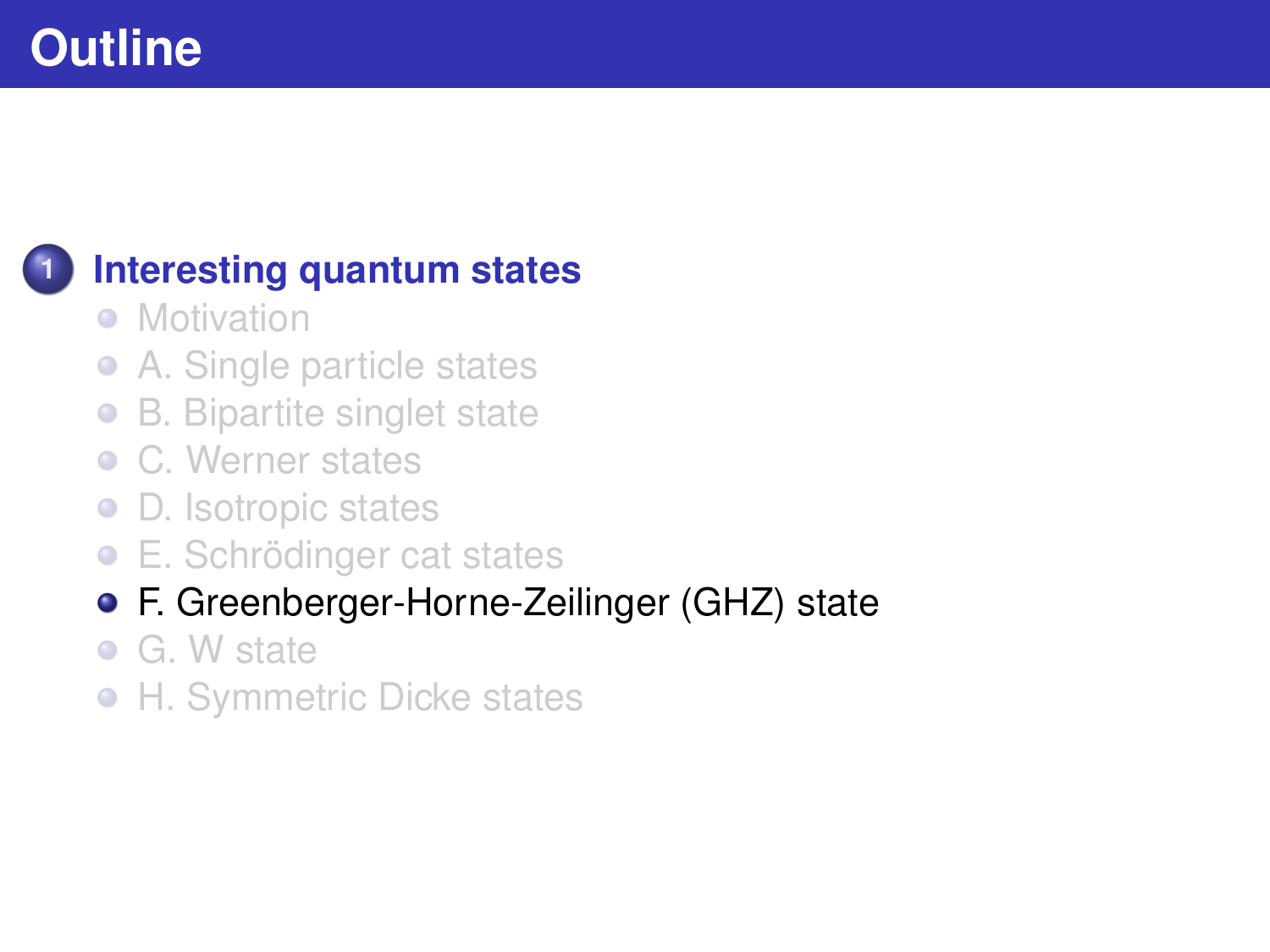# Outline

1. **Interesting quantum states**
   - Motivation
   - A. Single particle states
   - B. Bipartite singlet state
   - C. Werner states
   - D. Isotropic states
   - E. Schrödinger cat states
   - F. Greenberger-Horne-Zeilinger (GHZ) state
   - G. W state
   - H. Symmetric Dicke states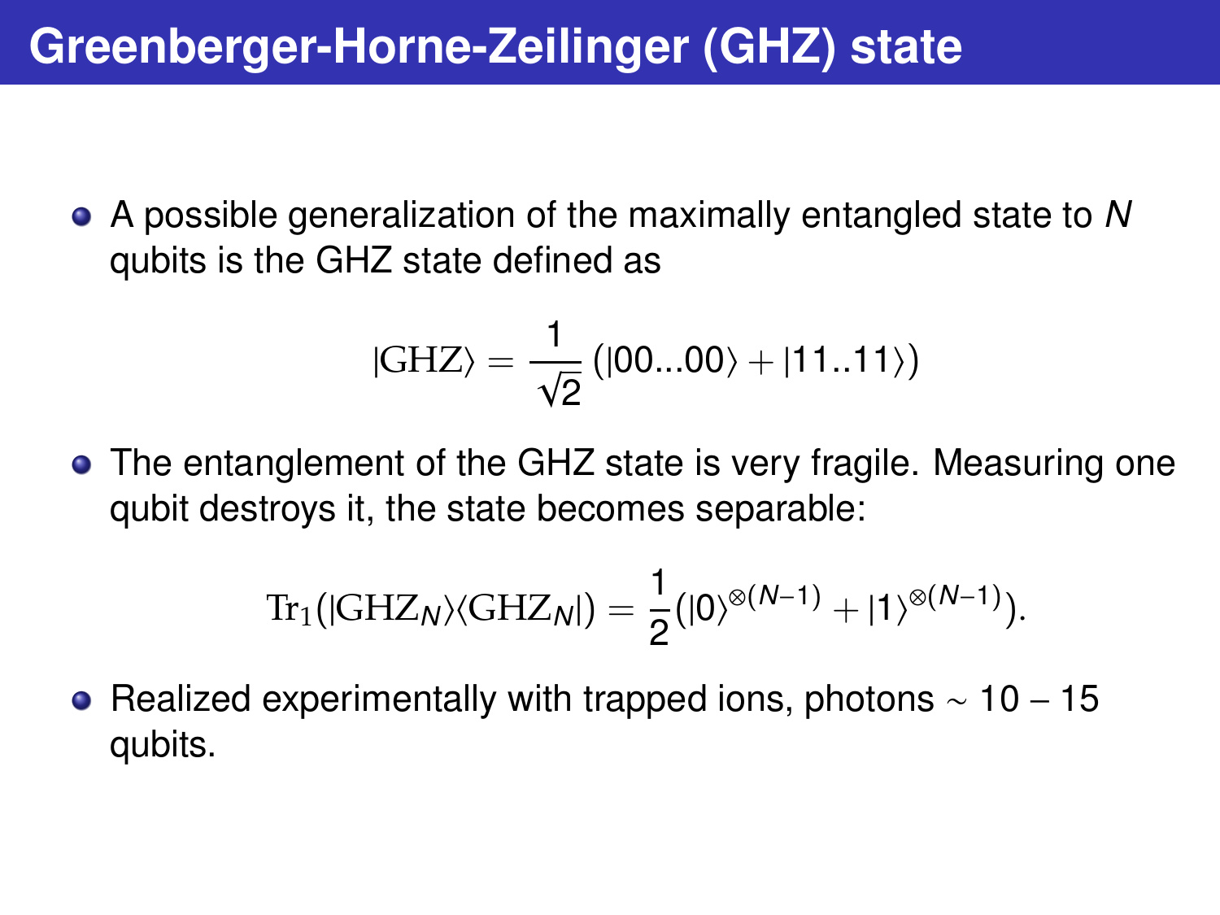# Greenberger-Horne-Zeilinger (GHZ) state

- A possible generalization of the maximally entangled state to $N$ qubits is the GHZ state defined as

$$|\mathrm{GHZ}\rangle = \frac{1}{\sqrt{2}}\left(|00...00\rangle + |11..11\rangle\right)$$

- The entanglement of the GHZ state is very fragile. Measuring one qubit destroys it, the state becomes separable:

$$\mathrm{Tr}_1(|\mathrm{GHZ}_N\rangle\langle\mathrm{GHZ}_N|) = \frac{1}{2}(|0\rangle^{\otimes(N-1)} + |1\rangle^{\otimes(N-1)}).$$

- Realized experimentally with trapped ions, photons $\sim 10 - 15$ qubits.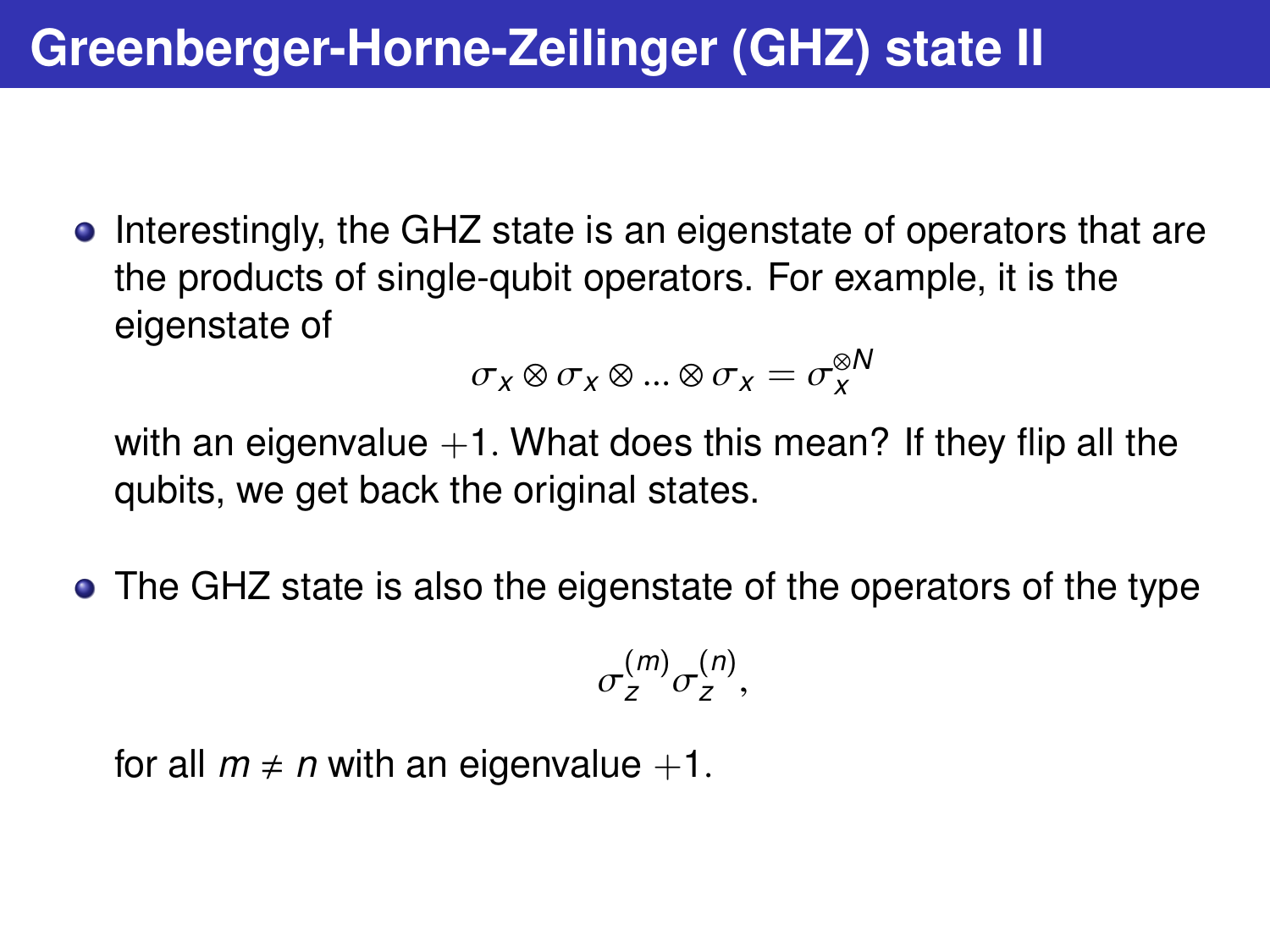# Greenberger-Horne-Zeilinger (GHZ) state II

- Interestingly, the GHZ state is an eigenstate of operators that are the products of single-qubit operators. For example, it is the eigenstate of

$$\sigma_x \otimes \sigma_x \otimes ... \otimes \sigma_x = \sigma_x^{\otimes N}$$

  with an eigenvalue $+1$. What does this mean? If they flip all the qubits, we get back the original states.

- The GHZ state is also the eigenstate of the operators of the type

$$\sigma_z^{(m)} \sigma_z^{(n)},$$

  for all $m \neq n$ with an eigenvalue $+1$.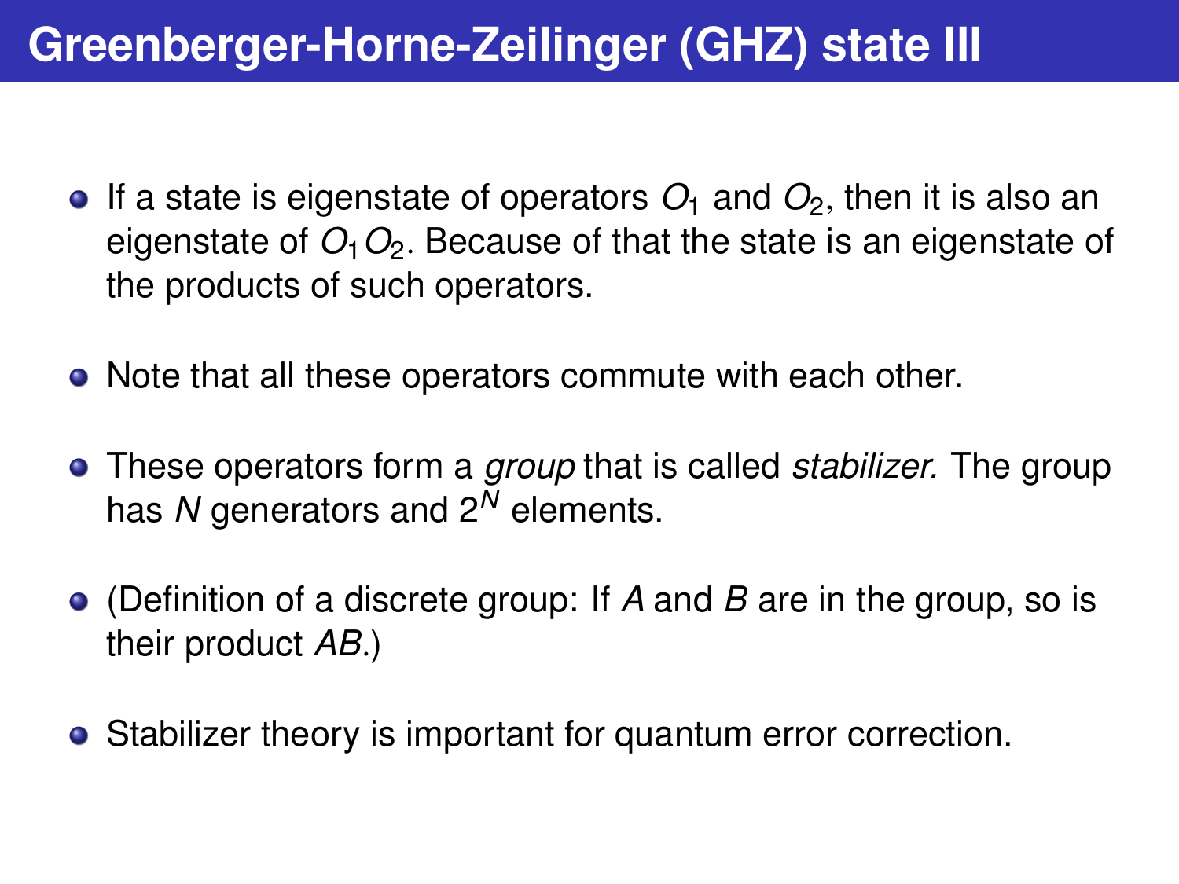# Greenberger-Horne-Zeilinger (GHZ) state III

- If a state is eigenstate of operators $O_1$ and $O_2$, then it is also an eigenstate of $O_1 O_2$. Because of that the state is an eigenstate of the products of such operators.
- Note that all these operators commute with each other.
- These operators form a *group* that is called *stabilizer.* The group has $N$ generators and $2^N$ elements.
- (Definition of a discrete group: If $A$ and $B$ are in the group, so is their product $AB$.)
- Stabilizer theory is important for quantum error correction.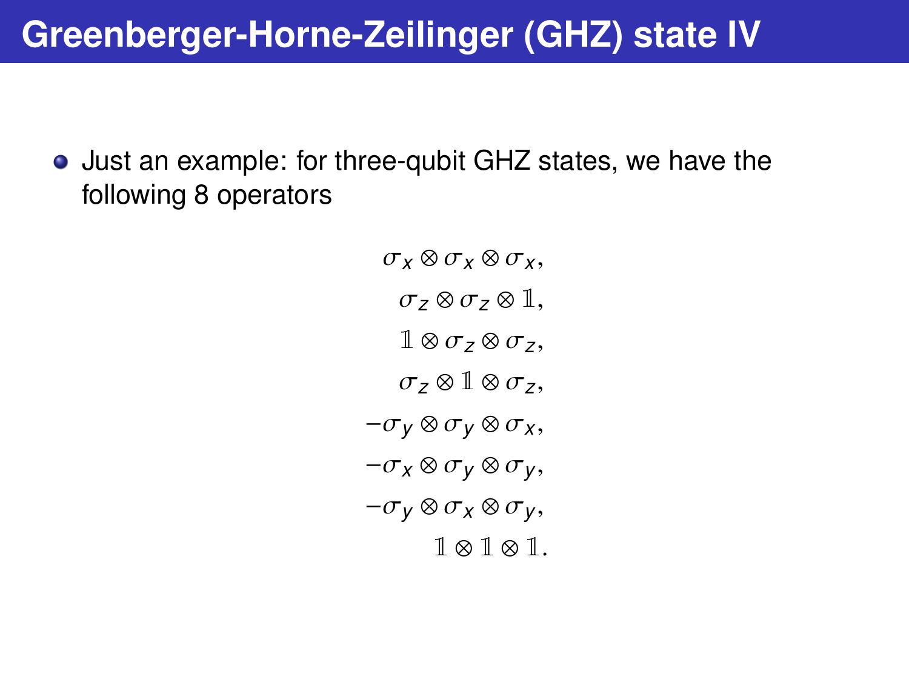# Greenberger-Horne-Zeilinger (GHZ) state IV

- Just an example: for three-qubit GHZ states, we have the following 8 operators

$$
\begin{aligned}
\sigma_x \otimes \sigma_x \otimes \sigma_x,\\
\sigma_z \otimes \sigma_z \otimes \mathbb{1},\\
\mathbb{1} \otimes \sigma_z \otimes \sigma_z,\\
\sigma_z \otimes \mathbb{1} \otimes \sigma_z,\\
-\sigma_y \otimes \sigma_y \otimes \sigma_x,\\
-\sigma_x \otimes \sigma_y \otimes \sigma_y,\\
-\sigma_y \otimes \sigma_x \otimes \sigma_y,\\
\mathbb{1} \otimes \mathbb{1} \otimes \mathbb{1}.
\end{aligned}
$$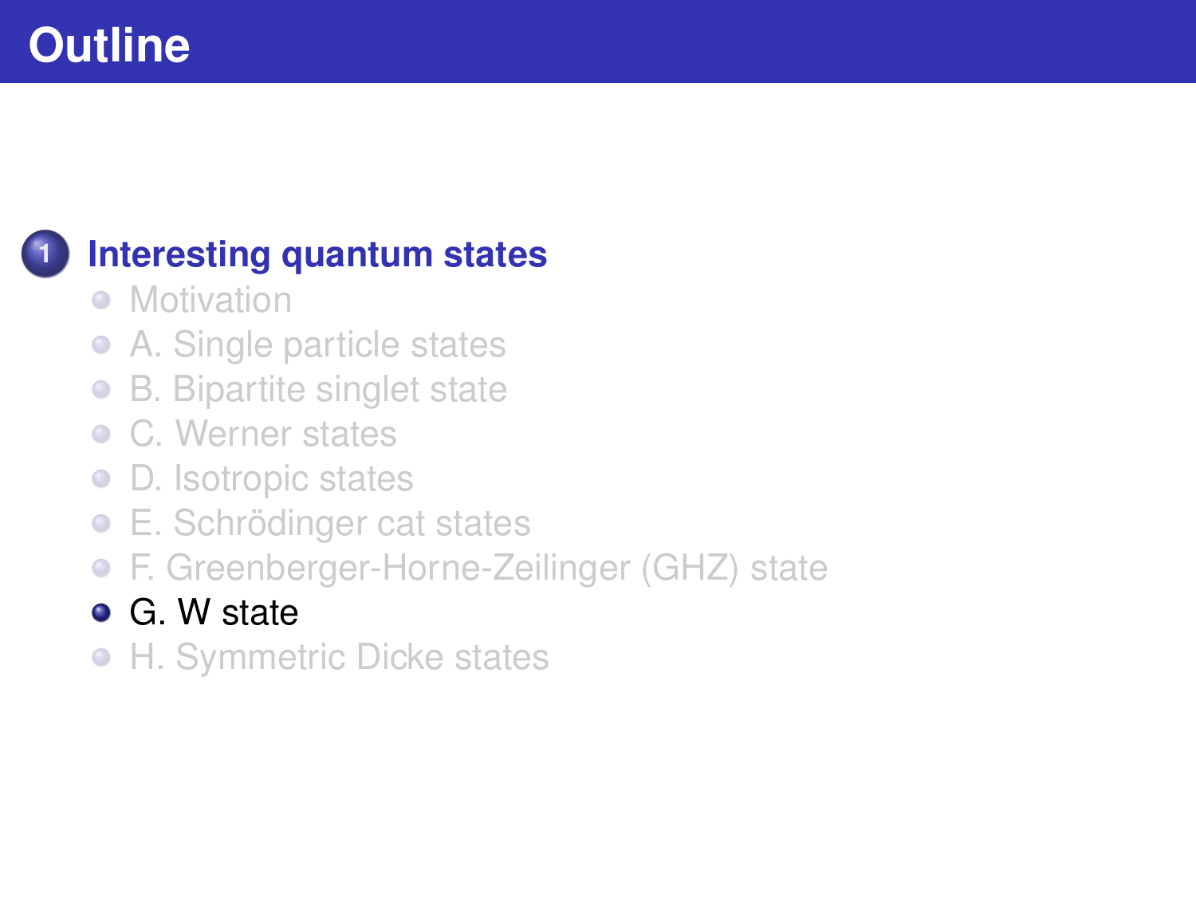# Outline

1. **Interesting quantum states**
   - Motivation
   - A. Single particle states
   - B. Bipartite singlet state
   - C. Werner states
   - D. Isotropic states
   - E. Schrödinger cat states
   - F. Greenberger-Horne-Zeilinger (GHZ) state
   - G. W state
   - H. Symmetric Dicke states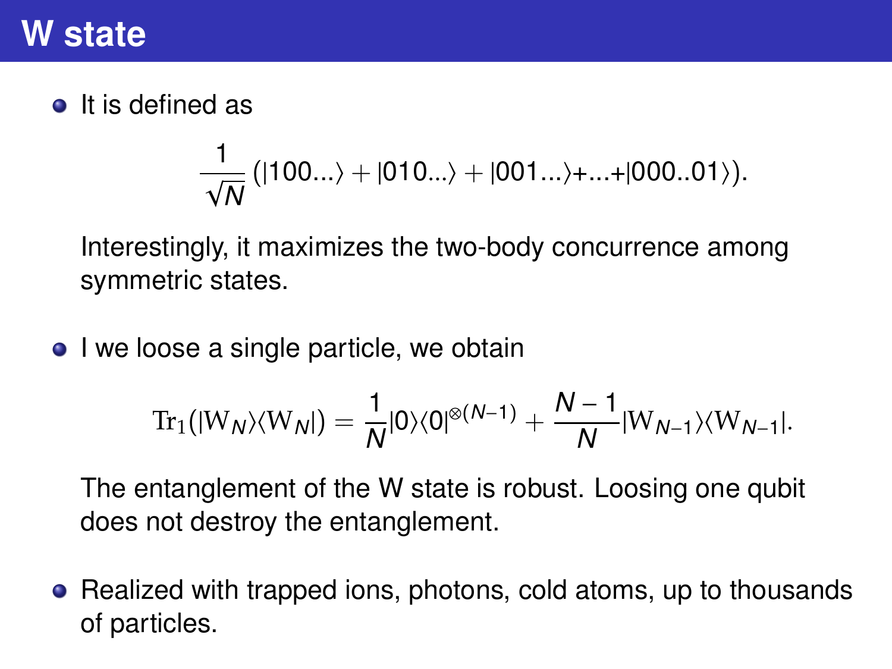# W state

- It is defined as

$$\frac{1}{\sqrt{N}}\left(|100...\rangle + |010...\rangle + |001...\rangle + ... + |000..01\rangle\right).$$

  Interestingly, it maximizes the two-body concurrence among symmetric states.

- I we loose a single particle, we obtain

$$\mathrm{Tr}_1(|\mathrm{W}_N\rangle\langle \mathrm{W}_N|) = \frac{1}{N}|0\rangle\langle 0|^{\otimes(N-1)} + \frac{N-1}{N}|\mathrm{W}_{N-1}\rangle\langle \mathrm{W}_{N-1}|.$$

  The entanglement of the W state is robust. Loosing one qubit does not destroy the entanglement.

- Realized with trapped ions, photons, cold atoms, up to thousands of particles.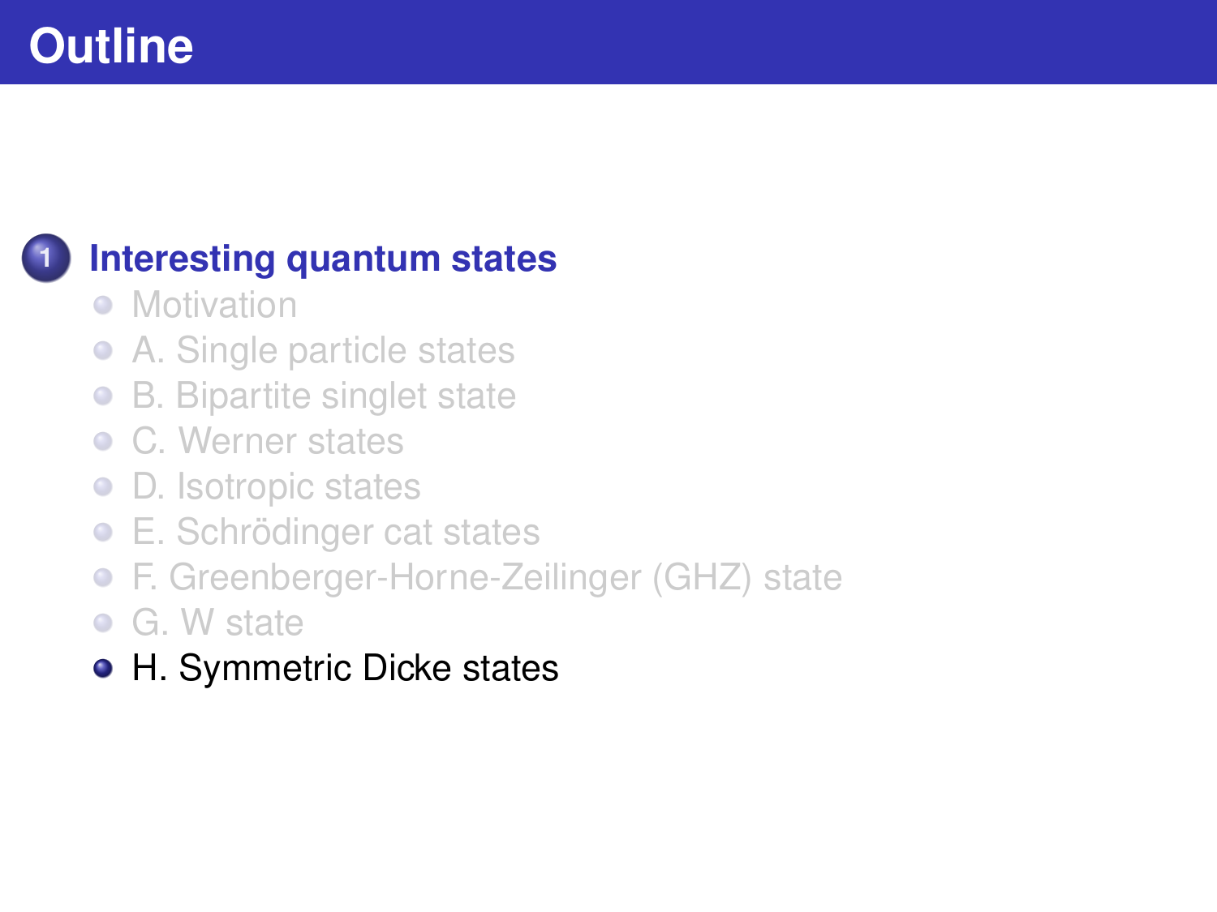# Outline

1. **Interesting quantum states**
   - Motivation
   - A. Single particle states
   - B. Bipartite singlet state
   - C. Werner states
   - D. Isotropic states
   - E. Schrödinger cat states
   - F. Greenberger-Horne-Zeilinger (GHZ) state
   - G. W state
   - H. Symmetric Dicke states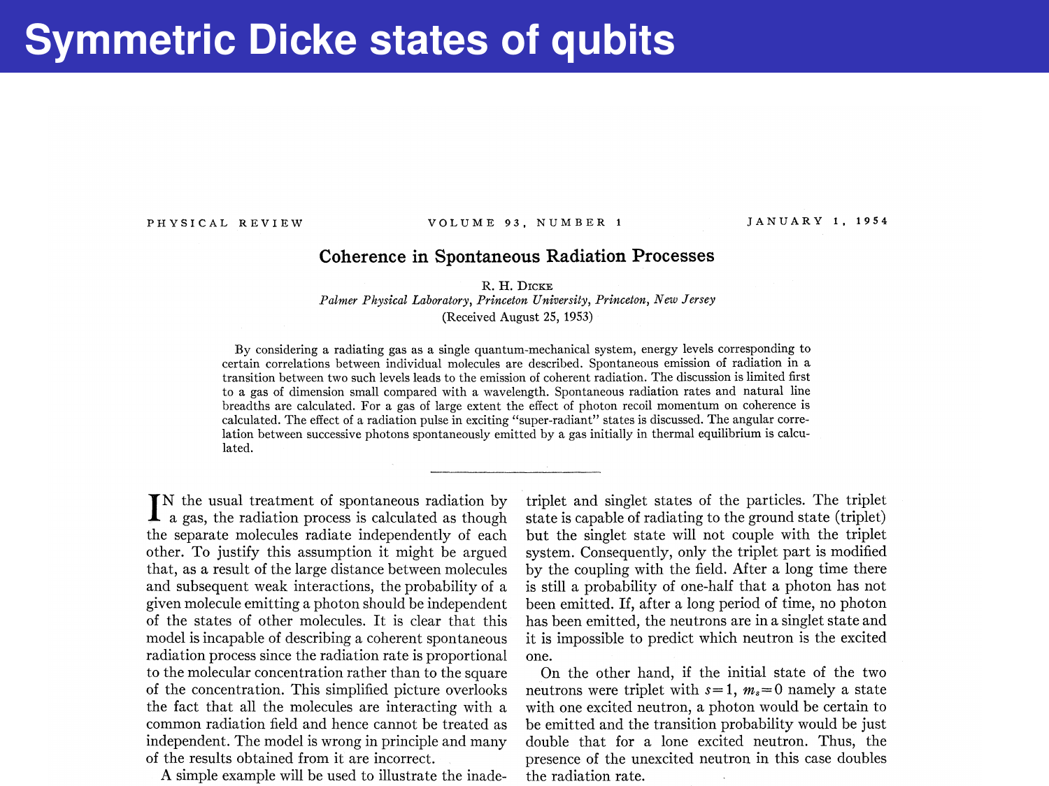# Symmetric Dicke states of qubits

PHYSICAL REVIEW VOLUME 93, NUMBER 1 JANUARY 1, 1954

## Coherence in Spontaneous Radiation Processes

R. H. Dicke

*Palmer Physical Laboratory, Princeton University, Princeton, New Jersey*

(Received August 25, 1953)

By considering a radiating gas as a single quantum-mechanical system, energy levels corresponding to certain correlations between individual molecules are described. Spontaneous emission of radiation in a transition between two such levels leads to the emission of coherent radiation. The discussion is limited first to a gas of dimension small compared with a wavelength. Spontaneous radiation rates and natural line breadths are calculated. For a gas of large extent the effect of photon recoil momentum on coherence is calculated. The effect of a radiation pulse in exciting "super-radiant" states is discussed. The angular correlation between successive photons spontaneously emitted by a gas initially in thermal equilibrium is calculated.

---

In the usual treatment of spontaneous radiation by a gas, the radiation process is calculated as though the separate molecules radiate independently of each other. To justify this assumption it might be argued that, as a result of the large distance between molecules and subsequent weak interactions, the probability of a given molecule emitting a photon should be independent of the states of other molecules. It is clear that this model is incapable of describing a coherent spontaneous radiation process since the radiation rate is proportional to the molecular concentration rather than to the square of the concentration. This simplified picture overlooks the fact that all the molecules are interacting with a common radiation field and hence cannot be treated as independent. The model is wrong in principle and many of the results obtained from it are incorrect.

A simple example will be used to illustrate the inade-

triplet and singlet states of the particles. The triplet state is capable of radiating to the ground state (triplet) but the singlet state will not couple with the triplet system. Consequently, only the triplet part is modified by the coupling with the field. After a long time there is still a probability of one-half that a photon has not been emitted. If, after a long period of time, no photon has been emitted, the neutrons are in a singlet state and it is impossible to predict which neutron is the excited one.

On the other hand, if the initial state of the two neutrons were triplet with $s=1$, $m_s=0$ namely a state with one excited neutron, a photon would be certain to be emitted and the transition probability would be just double that for a lone excited neutron. Thus, the presence of the unexcited neutron in this case doubles the radiation rate.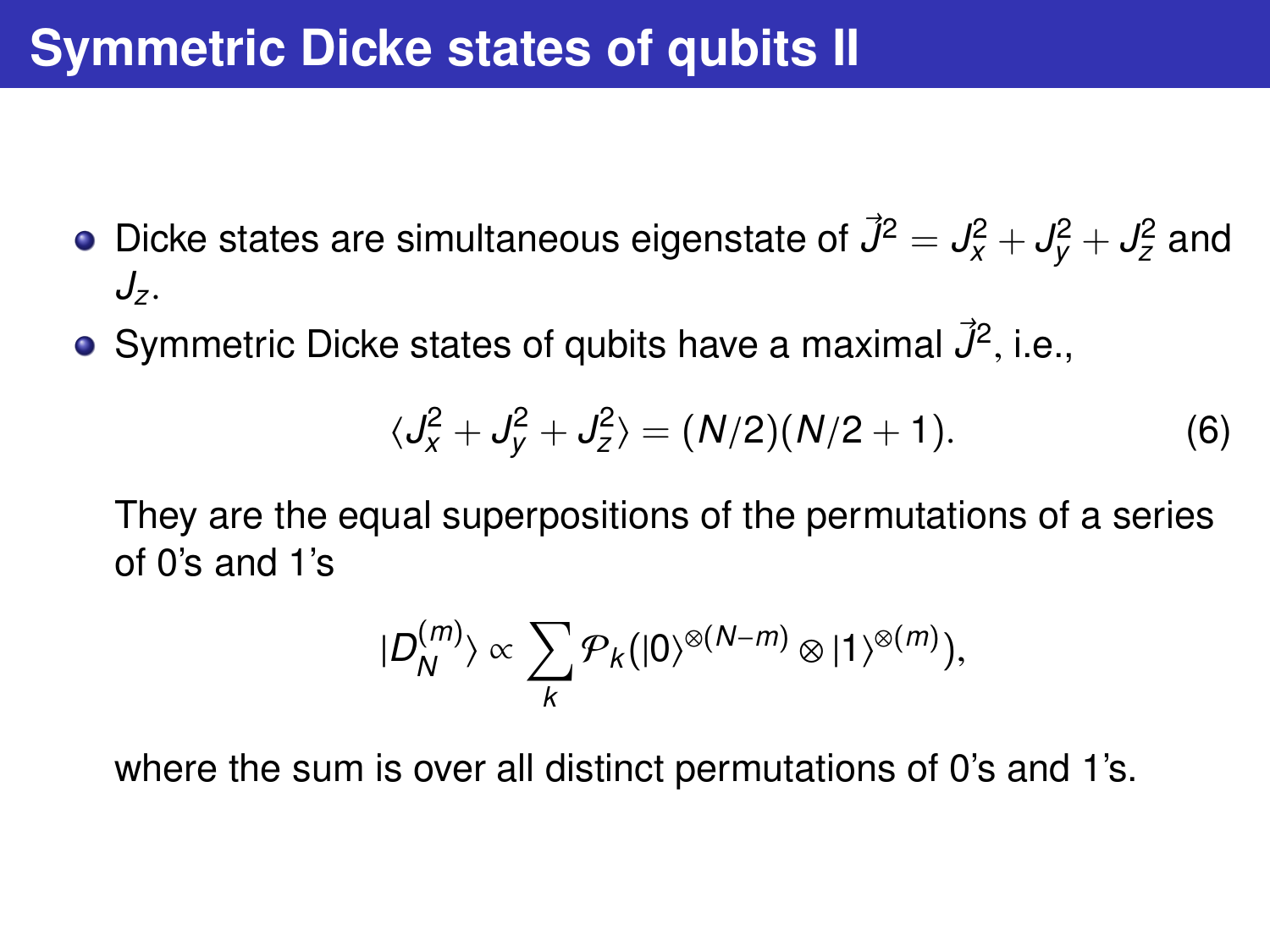# Symmetric Dicke states of qubits II

- Dicke states are simultaneous eigenstate of $\vec{J}^2 = J_x^2 + J_y^2 + J_z^2$ and $J_z$.
- Symmetric Dicke states of qubits have a maximal $\vec{J}^2$, i.e.,

$$\langle J_x^2 + J_y^2 + J_z^2 \rangle = (N/2)(N/2+1). \tag{6}$$

  They are the equal superpositions of the permutations of a series of 0's and 1's

$$|D_N^{(m)}\rangle \propto \sum_k \mathcal{P}_k(|0\rangle^{\otimes(N-m)} \otimes |1\rangle^{\otimes(m)}),$$

  where the sum is over all distinct permutations of 0's and 1's.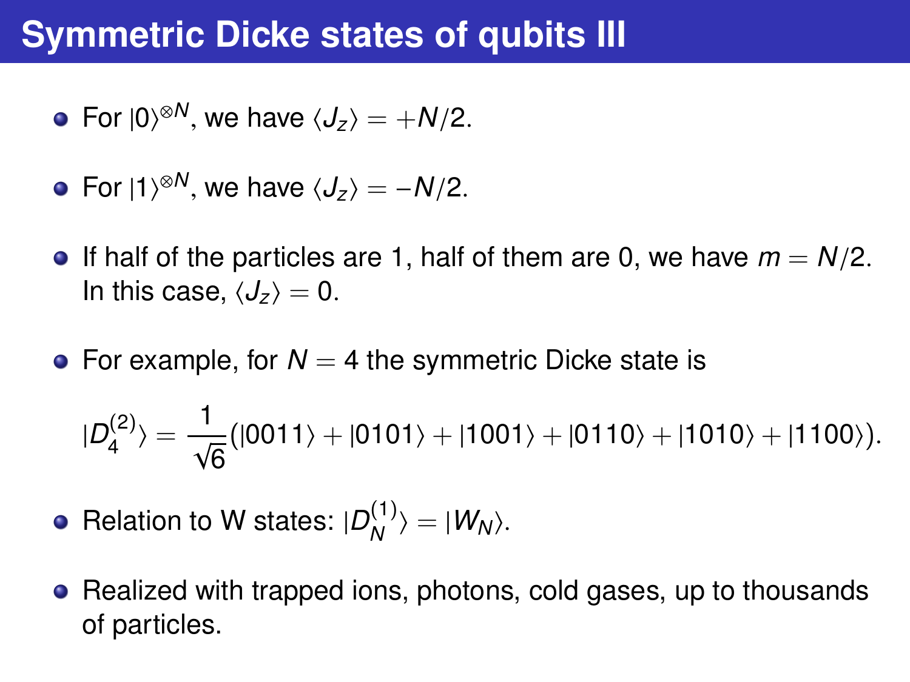# Symmetric Dicke states of qubits III

- For $|0\rangle^{\otimes N}$, we have $\langle J_z \rangle = +N/2$.

- For $|1\rangle^{\otimes N}$, we have $\langle J_z \rangle = -N/2$.

- If half of the particles are 1, half of them are 0, we have $m = N/2$. In this case, $\langle J_z \rangle = 0$.

- For example, for $N = 4$ the symmetric Dicke state is

$$|D_4^{(2)}\rangle = \frac{1}{\sqrt{6}}(|0011\rangle + |0101\rangle + |1001\rangle + |0110\rangle + |1010\rangle + |1100\rangle).$$

- Relation to W states: $|D_N^{(1)}\rangle = |W_N\rangle$.

- Realized with trapped ions, photons, cold gases, up to thousands of particles.